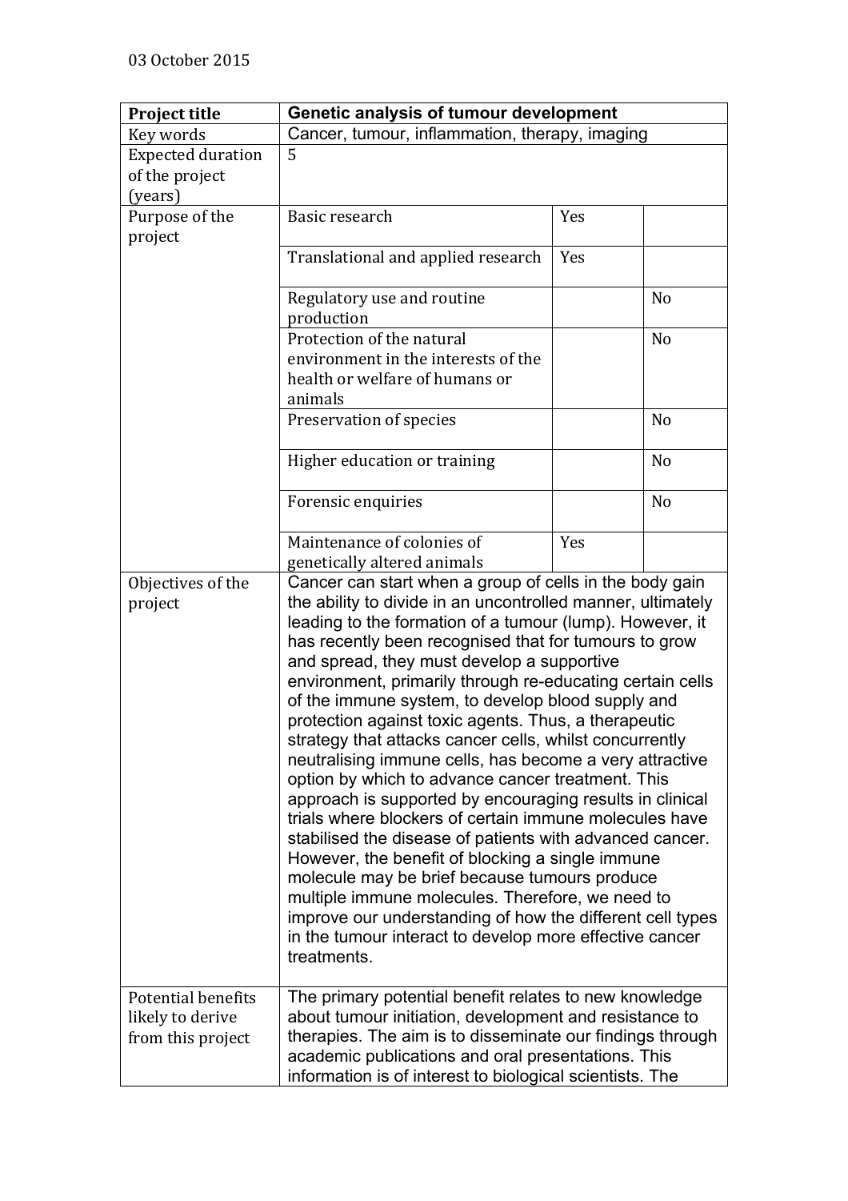03 October 2015

| Project title | Genetic analysis of tumour development | | |
|---|---|---|---|
| Key words | Cancer, tumour, inflammation, therapy, imaging | | |
| Expected duration of the project (years) | 5 | | |
| Purpose of the project | Basic research | Yes | |
| | Translational and applied research | Yes | |
| | Regulatory use and routine production | | No |
| | Protection of the natural environment in the interests of the health or welfare of humans or animals | | No |
| | Preservation of species | | No |
| | Higher education or training | | No |
| | Forensic enquiries | | No |
| | Maintenance of colonies of genetically altered animals | Yes | |
| Objectives of the project | Cancer can start when a group of cells in the body gain the ability to divide in an uncontrolled manner, ultimately leading to the formation of a tumour (lump). However, it has recently been recognised that for tumours to grow and spread, they must develop a supportive environment, primarily through re-educating certain cells of the immune system, to develop blood supply and protection against toxic agents. Thus, a therapeutic strategy that attacks cancer cells, whilst concurrently neutralising immune cells, has become a very attractive option by which to advance cancer treatment. This approach is supported by encouraging results in clinical trials where blockers of certain immune molecules have stabilised the disease of patients with advanced cancer. However, the benefit of blocking a single immune molecule may be brief because tumours produce multiple immune molecules. Therefore, we need to improve our understanding of how the different cell types in the tumour interact to develop more effective cancer treatments. | | |
| Potential benefits likely to derive from this project | The primary potential benefit relates to new knowledge about tumour initiation, development and resistance to therapies. The aim is to disseminate our findings through academic publications and oral presentations. This information is of interest to biological scientists. The | | |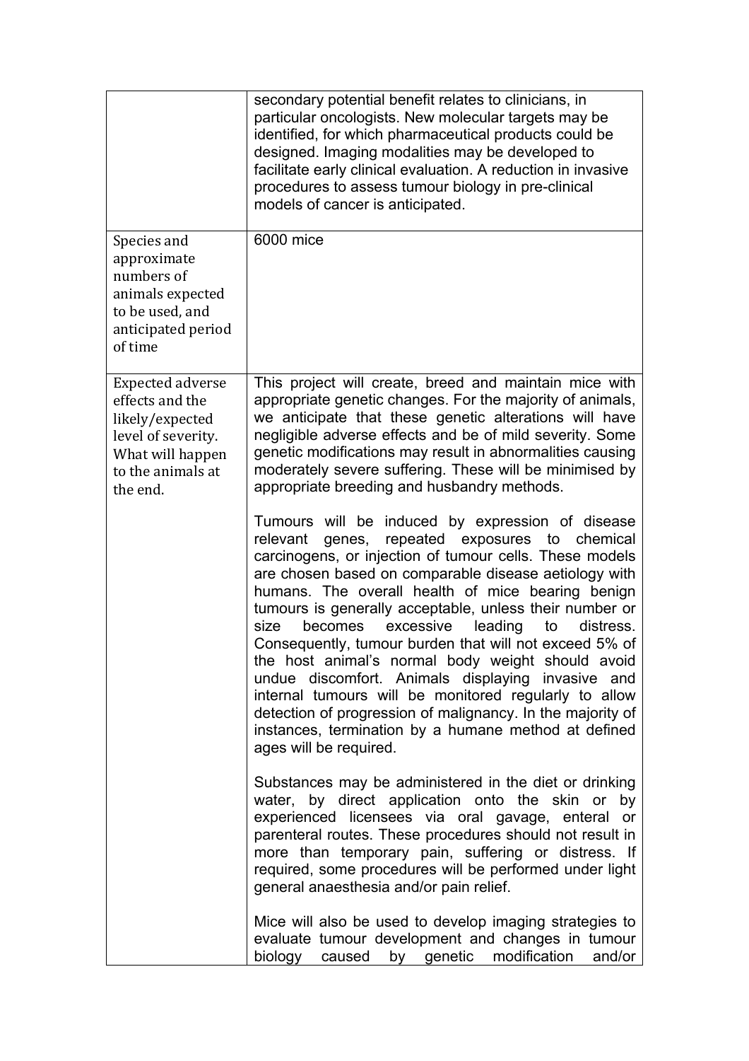|  |  |
|---|---|
|  | secondary potential benefit relates to clinicians, in particular oncologists. New molecular targets may be identified, for which pharmaceutical products could be designed. Imaging modalities may be developed to facilitate early clinical evaluation. A reduction in invasive procedures to assess tumour biology in pre-clinical models of cancer is anticipated. |
| Species and approximate numbers of animals expected to be used, and anticipated period of time | 6000 mice |
| Expected adverse effects and the likely/expected level of severity. What will happen to the animals at the end. | This project will create, breed and maintain mice with appropriate genetic changes. For the majority of animals, we anticipate that these genetic alterations will have negligible adverse effects and be of mild severity. Some genetic modifications may result in abnormalities causing moderately severe suffering. These will be minimised by appropriate breeding and husbandry methods.<br><br>Tumours will be induced by expression of disease relevant genes, repeated exposures to chemical carcinogens, or injection of tumour cells. These models are chosen based on comparable disease aetiology with humans. The overall health of mice bearing benign tumours is generally acceptable, unless their number or size becomes excessive leading to distress. Consequently, tumour burden that will not exceed 5% of the host animal's normal body weight should avoid undue discomfort. Animals displaying invasive and internal tumours will be monitored regularly to allow detection of progression of malignancy. In the majority of instances, termination by a humane method at defined ages will be required.<br><br>Substances may be administered in the diet or drinking water, by direct application onto the skin or by experienced licensees via oral gavage, enteral or parenteral routes. These procedures should not result in more than temporary pain, suffering or distress. If required, some procedures will be performed under light general anaesthesia and/or pain relief.<br><br>Mice will also be used to develop imaging strategies to evaluate tumour development and changes in tumour biology caused by genetic modification and/or |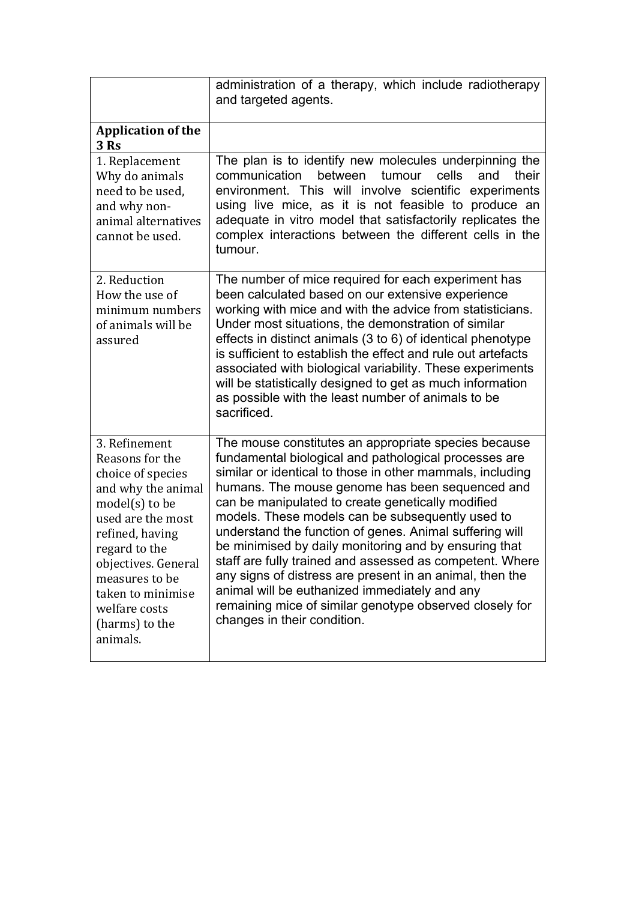| | |
|---|---|
| | administration of a therapy, which include radiotherapy and targeted agents. |
| **Application of the 3 Rs** | |
| 1. Replacement<br>Why do animals need to be used, and why non-animal alternatives cannot be used. | The plan is to identify new molecules underpinning the communication between tumour cells and their environment. This will involve scientific experiments using live mice, as it is not feasible to produce an adequate in vitro model that satisfactorily replicates the complex interactions between the different cells in the tumour. |
| 2. Reduction<br>How the use of minimum numbers of animals will be assured | The number of mice required for each experiment has been calculated based on our extensive experience working with mice and with the advice from statisticians. Under most situations, the demonstration of similar effects in distinct animals (3 to 6) of identical phenotype is sufficient to establish the effect and rule out artefacts associated with biological variability. These experiments will be statistically designed to get as much information as possible with the least number of animals to be sacrificed. |
| 3. Refinement<br>Reasons for the choice of species and why the animal model(s) to be used are the most refined, having regard to the objectives. General measures to be taken to minimise welfare costs (harms) to the animals. | The mouse constitutes an appropriate species because fundamental biological and pathological processes are similar or identical to those in other mammals, including humans. The mouse genome has been sequenced and can be manipulated to create genetically modified models. These models can be subsequently used to understand the function of genes. Animal suffering will be minimised by daily monitoring and by ensuring that staff are fully trained and assessed as competent. Where any signs of distress are present in an animal, then the animal will be euthanized immediately and any remaining mice of similar genotype observed closely for changes in their condition. |